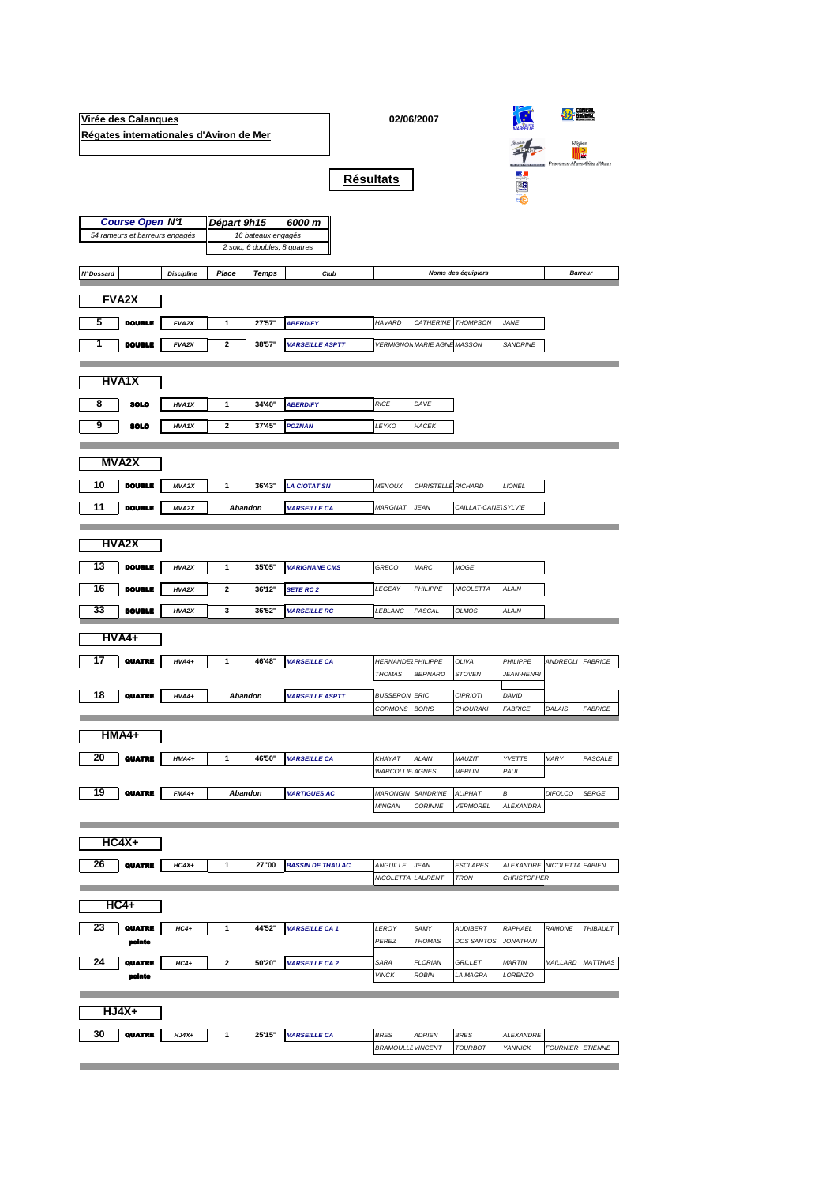**Virée des Calanques**
**Régates internationales d'Aviron de Mer**

02/06/2007

## Résultats

**Course Open N°1** — Départ 9h15 — 6000 m

54 rameurs et barreurs engagés — 16 bateaux engagés — 2 solo, 6 doubles, 8 quatres

| N°Dossard | | Discipline | Place | Temps | Club | Noms des équipiers | | | | Barreur |
|---|---|---|---|---|---|---|---|---|---|---|
| **FVA2X** | | | | | | | | | | |
| 5 | DOUBLE | FVA2X | 1 | 27'57" | ABERDIFY | HAVARD | CATHERINE | THOMPSON | JANE | |
| 1 | DOUBLE | FVA2X | 2 | 38'57" | MARSEILLE ASPTT | VERMIGNON | MARIE AGNE | MASSON | SANDRINE | |
| **HVA1X** | | | | | | | | | | |
| 8 | SOLO | HVA1X | 1 | 34'40" | ABERDIFY | RICE | DAVE | | | |
| 9 | SOLO | HVA1X | 2 | 37'45" | POZNAN | LEYKO | HACEK | | | |
| **MVA2X** | | | | | | | | | | |
| 10 | DOUBLE | MVA2X | 1 | 36'43" | LA CIOTAT SN | MENOUX | CHRISTELLE | RICHARD | LIONEL | |
| 11 | DOUBLE | MVA2X | Abandon | | MARSEILLE CA | MARGNAT | JEAN | CAILLAT-CANE | SYLVIE | |
| **HVA2X** | | | | | | | | | | |
| 13 | DOUBLE | HVA2X | 1 | 35'05" | MARIGNANE CMS | GRECO | MARC | MOGE | | |
| 16 | DOUBLE | HVA2X | 2 | 36'12" | SETE RC 2 | LEGEAY | PHILIPPE | NICOLETTA | ALAIN | |
| 33 | DOUBLE | HVA2X | 3 | 36'52" | MARSEILLE RC | LEBLANC | PASCAL | OLMOS | ALAIN | |
| **HVA4+** | | | | | | | | | | |
| 17 | QUATRE | HVA4+ | 1 | 46'48" | MARSEILLE CA | HERNANDEZ | PHILIPPE | OLIVA | PHILIPPE | ANDREOLI FABRICE |
| | | | | | | THOMAS | BERNARD | STOVEN | JEAN-HENRI | |
| 18 | QUATRE | HVA4+ | Abandon | | MARSEILLE ASPTT | BUSSERON | ERIC | CIPRIOTI | DAVID | |
| | | | | | | CORMONS | BORIS | CHOURAKI | FABRICE | DALAIS FABRICE |
| **HMA4+** | | | | | | | | | | |
| 20 | QUATRE | HMA4+ | 1 | 46'50" | MARSEILLE CA | KHAYAT | ALAIN | MAUZIT | YVETTE | MARY PASCALE |
| | | | | | | WARCOLLIE | AGNES | MERLIN | PAUL | |
| 19 | QUATRE | FMA4+ | Abandon | | MARTIGUES AC | MARONGIN | SANDRINE | ALIPHAT | B | DIFOLCO SERGE |
| | | | | | | MINGAN | CORINNE | VERMOREL | ALEXANDRA | |
| **HC4X+** | | | | | | | | | | |
| 26 | QUATRE | HC4X+ | 1 | 27"00 | BASSIN DE THAU AC | ANGUILLE | JEAN | ESCLAPES | ALEXANDRE | NICOLETTA FABIEN |
| | | | | | | NICOLETTA | LAURENT | TRON | CHRISTOPHER | |
| **HC4+** | | | | | | | | | | |
| 23 | QUATRE pointe | HC4+ | 1 | 44'52" | MARSEILLE CA 1 | LEROY | SAMY | AUDIBERT | RAPHAEL | RAMONE THIBAULT |
| | | | | | | PEREZ | THOMAS | DOS SANTOS | JONATHAN | |
| 24 | QUATRE pointe | HC4+ | 2 | 50'20" | MARSEILLE CA 2 | SARA | FLORIAN | GRILLET | MARTIN | MAILLARD MATTHIAS |
| | | | | | | VINCK | ROBIN | LA MAGRA | LORENZO | |
| **HJ4X+** | | | | | | | | | | |
| 30 | QUATRE | HJ4X+ | 1 | 25'15" | MARSEILLE CA | BRES | ADRIEN | BRES | ALEXANDRE | |
| | | | | | | BRAMOULLE | VINCENT | TOURBOT | YANNICK | FOURNIER ETIENNE |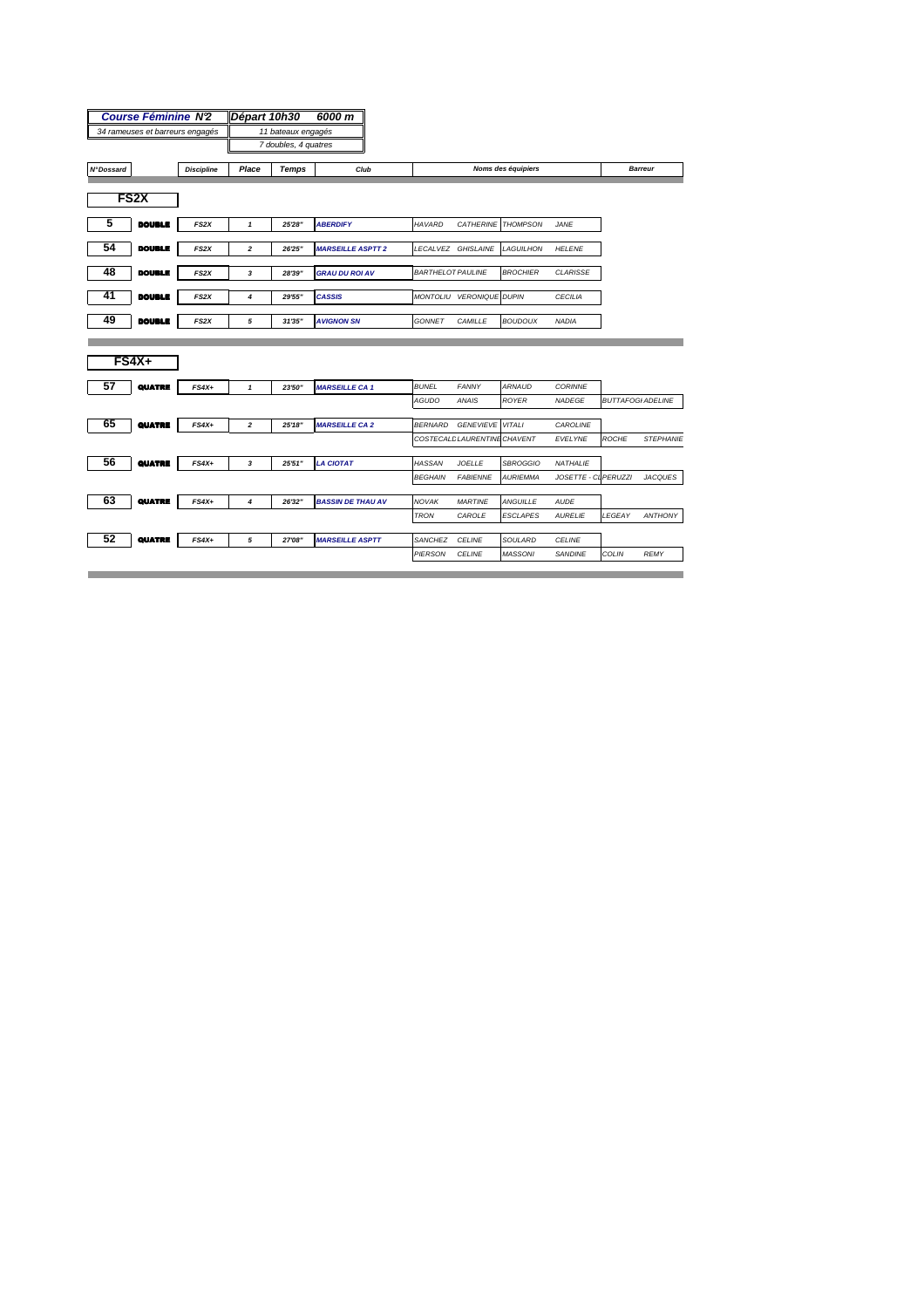| Course Féminine N°2 | Départ 10h30 | 6000 m |
|---|---|---|
| 34 rameuses et barreurs engagés | 11 bateaux engagés | |
| | 7 doubles, 4 quatres | |

| N°Dossard | | Discipline | Place | Temps | Club | Noms des équipiers | | | | Barreur | |
|---|---|---|---|---|---|---|---|---|---|---|---|
| **FS2X** | | | | | | | | | | | |
| 5 | DOUBLE | FS2X | 1 | 25'28" | ABERDIFY | HAVARD | CATHERINE | THOMPSON | JANE | | |
| 54 | DOUBLE | FS2X | 2 | 26'25" | MARSEILLE ASPTT 2 | LECALVEZ | GHISLAINE | LAGUILHON | HELENE | | |
| 48 | DOUBLE | FS2X | 3 | 28'39" | GRAU DU ROI AV | BARTHELOT | PAULINE | BROCHIER | CLARISSE | | |
| 41 | DOUBLE | FS2X | 4 | 29'55" | CASSIS | MONTOLIU | VERONIQUE | DUPIN | CECILIA | | |
| 49 | DOUBLE | FS2X | 5 | 31'35" | AVIGNON SN | GONNET | CAMILLE | BOUDOUX | NADIA | | |
| **FS4X+** | | | | | | | | | | | |
| 57 | QUATRE | FS4X+ | 1 | 23'50" | MARSEILLE CA 1 | BUNEL | FANNY | ARNAUD | CORINNE | | |
| | | | | | | AGUDO | ANAIS | ROYER | NADEGE | BUTTAFOGHI | ADELINE |
| 65 | QUATRE | FS4X+ | 2 | 25'18" | MARSEILLE CA 2 | BERNARD | GENEVIEVE | VITALI | CAROLINE | | |
| | | | | | | COSTECALDE | LAURENTINE | CHAVENT | EVELYNE | ROCHE | STEPHANIE |
| 56 | QUATRE | FS4X+ | 3 | 25'51" | LA CIOTAT | HASSAN | JOELLE | SBROGGIO | NATHALIE | | |
| | | | | | | BEGHAIN | FABIENNE | AURIEMMA | JOSETTE - CL | PERUZZI | JACQUES |
| 63 | QUATRE | FS4X+ | 4 | 26'32" | BASSIN DE THAU AV | NOVAK | MARTINE | ANGUILLE | AUDE | | |
| | | | | | | TRON | CAROLE | ESCLAPES | AURELIE | LEGEAY | ANTHONY |
| 52 | QUATRE | FS4X+ | 5 | 27'08" | MARSEILLE ASPTT | SANCHEZ | CELINE | SOULARD | CELINE | | |
| | | | | | | PIERSON | CELINE | MASSONI | SANDINE | COLIN | REMY |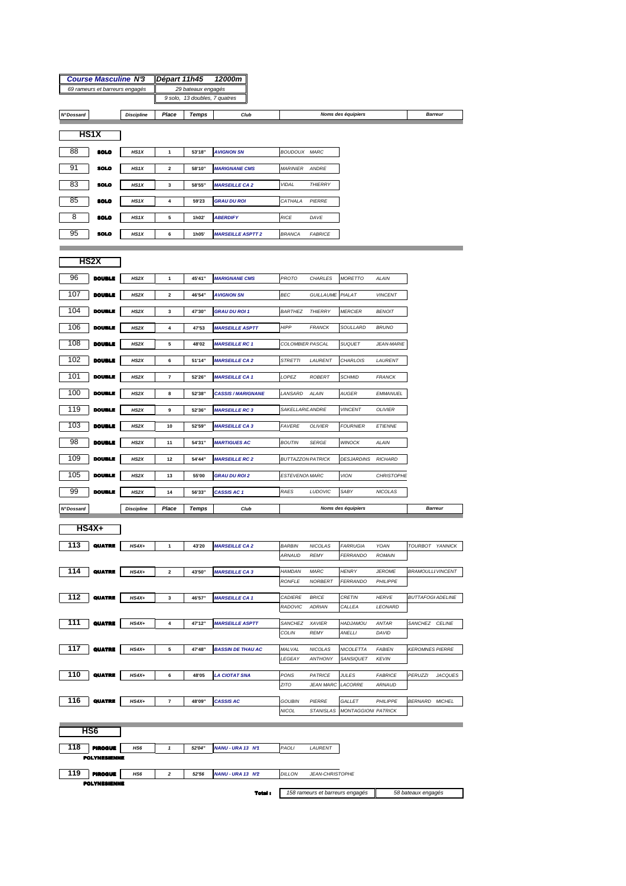| Course Masculine N°3 | Départ 11h45 | 12000m |
|---|---|---|
| 69 rameurs et barreurs engagés | 29 bateaux engagés | |
| | 9 solo, 13 doubles, 7 quatres | |

| N°Dossard | | Discipline | Place | Temps | Club | Noms des équipiers | | | | Barreur |
|---|---|---|---|---|---|---|---|---|---|---|
| **HS1X** | | | | | | | | | | |
| 88 | SOLO | HS1X | 1 | 53'18" | AVIGNON SN | BOUDOUX | MARC | | | |
| 91 | SOLO | HS1X | 2 | 58'10" | MARIGNANE CMS | MARINIER | ANDRE | | | |
| 83 | SOLO | HS1X | 3 | 58'55" | MARSEILLE CA 2 | VIDAL | THIERRY | | | |
| 85 | SOLO | HS1X | 4 | 59'23 | GRAU DU ROI | CATHALA | PIERRE | | | |
| 8 | SOLO | HS1X | 5 | 1h02' | ABERDIFY | RICE | DAVE | | | |
| 95 | SOLO | HS1X | 6 | 1h05' | MARSEILLE ASPTT 2 | BRANCA | FABRICE | | | |
| **HS2X** | | | | | | | | | | |
| 96 | DOUBLE | HS2X | 1 | 45'41" | MARIGNANE CMS | PROTO | CHARLES | MORETTO | ALAIN | |
| 107 | DOUBLE | HS2X | 2 | 46'54" | AVIGNON SN | BEC | GUILLAUME | PIALAT | VINCENT | |
| 104 | DOUBLE | HS2X | 3 | 47'30" | GRAU DU ROI 1 | BARTHEZ | THIERRY | MERCIER | BENOIT | |
| 106 | DOUBLE | HS2X | 4 | 47'53 | MARSEILLE ASPTT | HIPP | FRANCK | SOULLARD | BRUNO | |
| 108 | DOUBLE | HS2X | 5 | 48'02 | MARSEILLE RC 1 | COLOMBIER | PASCAL | SUQUET | JEAN-MARIE | |
| 102 | DOUBLE | HS2X | 6 | 51'14" | MARSEILLE CA 2 | STRETTI | LAURENT | CHARLOIS | LAURENT | |
| 101 | DOUBLE | HS2X | 7 | 52'26" | MARSEILLE CA 1 | LOPEZ | ROBERT | SCHMID | FRANCK | |
| 100 | DOUBLE | HS2X | 8 | 52'38" | CASSIS / MARIGNANE | LANSARD | ALAIN | AUGER | EMMANUEL | |
| 119 | DOUBLE | HS2X | 9 | 52'36" | MARSEILLE RC 3 | SAKELLARIDANDRE | | VINCENT | OLIVIER | |
| 103 | DOUBLE | HS2X | 10 | 52'59" | MARSEILLE CA 3 | FAVERE | OLIVIER | FOURNIER | ETIENNE | |
| 98 | DOUBLE | HS2X | 11 | 54'31" | MARTIGUES AC | BOUTIN | SERGE | WINOCK | ALAIN | |
| 109 | DOUBLE | HS2X | 12 | 54'44" | MARSEILLE RC 2 | BUTTAZZONI | PATRICK | DESJARDINS | RICHARD | |
| 105 | DOUBLE | HS2X | 13 | 55'00 | GRAU DU ROI 2 | ESTEVENON | MARC | VION | CHRISTOPHE | |
| 99 | DOUBLE | HS2X | 14 | 56'33" | CASSIS AC 1 | RAES | LUDOVIC | SABY | NICOLAS | |

| N°Dossard | | Discipline | Place | Temps | Club | Noms des équipiers | | | | Barreur |
|---|---|---|---|---|---|---|---|---|---|---|
| **HS4X+** | | | | | | | | | | |
| 113 | QUATRE | HS4X+ | 1 | 43'20 | MARSEILLE CA 2 | BARBIN | NICOLAS | FARRUGIA | YOAN | TOURBOT YANNICK |
| | | | | | | ARNAUD | REMY | FERRANDO | ROMAIN | |
| 114 | QUATRE | HS4X+ | 2 | 43'50" | MARSEILLE CA 3 | HAMDAN | MARC | HENRY | JEROME | BRAMOULLI VINCENT |
| | | | | | | RONFLE | NORBERT | FERRANDO | PHILIPPE | |
| 112 | QUATRE | HS4X+ | 3 | 46'57" | MARSEILLE CA 1 | CADIERE | BRICE | CRETIN | HERVE | BUTTAFOGI ADELINE |
| | | | | | | RADOVIC | ADRIAN | CALLEA | LEONARD | |
| 111 | QUATRE | HS4X+ | 4 | 47'12" | MARSEILLE ASPTT | SANCHEZ | XAVIER | HADJAMOU | ANTAR | SANCHEZ CELINE |
| | | | | | | COLIN | REMY | ANELLI | DAVID | |
| 117 | QUATRE | HS4X+ | 5 | 47'48" | BASSIN DE THAU AC | MALVAL | NICOLAS | NICOLETTA | FABIEN | KEROMNES PIERRE |
| | | | | | | LEGEAY | ANTHONY | SANSIQUET | KEVIN | |
| 110 | QUATRE | HS4X+ | 6 | 48'05 | LA CIOTAT SNA | PONS | PATRICE | JULES | FABRICE | PERUZZI JACQUES |
| | | | | | | ZITO | JEAN MARC | LACORRE | ARNAUD | |
| 116 | QUATRE | HS4X+ | 7 | 48'09" | CASSIS AC | GOUBIN | PIERRE | GALLET | PHILIPPE | BERNARD MICHEL |
| | | | | | | NICOL | STANISLAS | MONTAGGIONI | PATRICK | |
| **HS6** | | | | | | | | | | |
| 118 | PIROGUE POLYNESIENNE | HS6 | 1 | 52'04" | NANU - URA 13 N°1 | PAOLI | LAURENT | | | |
| 119 | PIROGUE POLYNESIENNE | HS6 | 2 | 52'56 | NANU - URA 13 N°2 | DILLON | JEAN-CHRISTOPHE | | | |

**Total :** 158 rameurs et barreurs engagés — 58 bateaux engagés